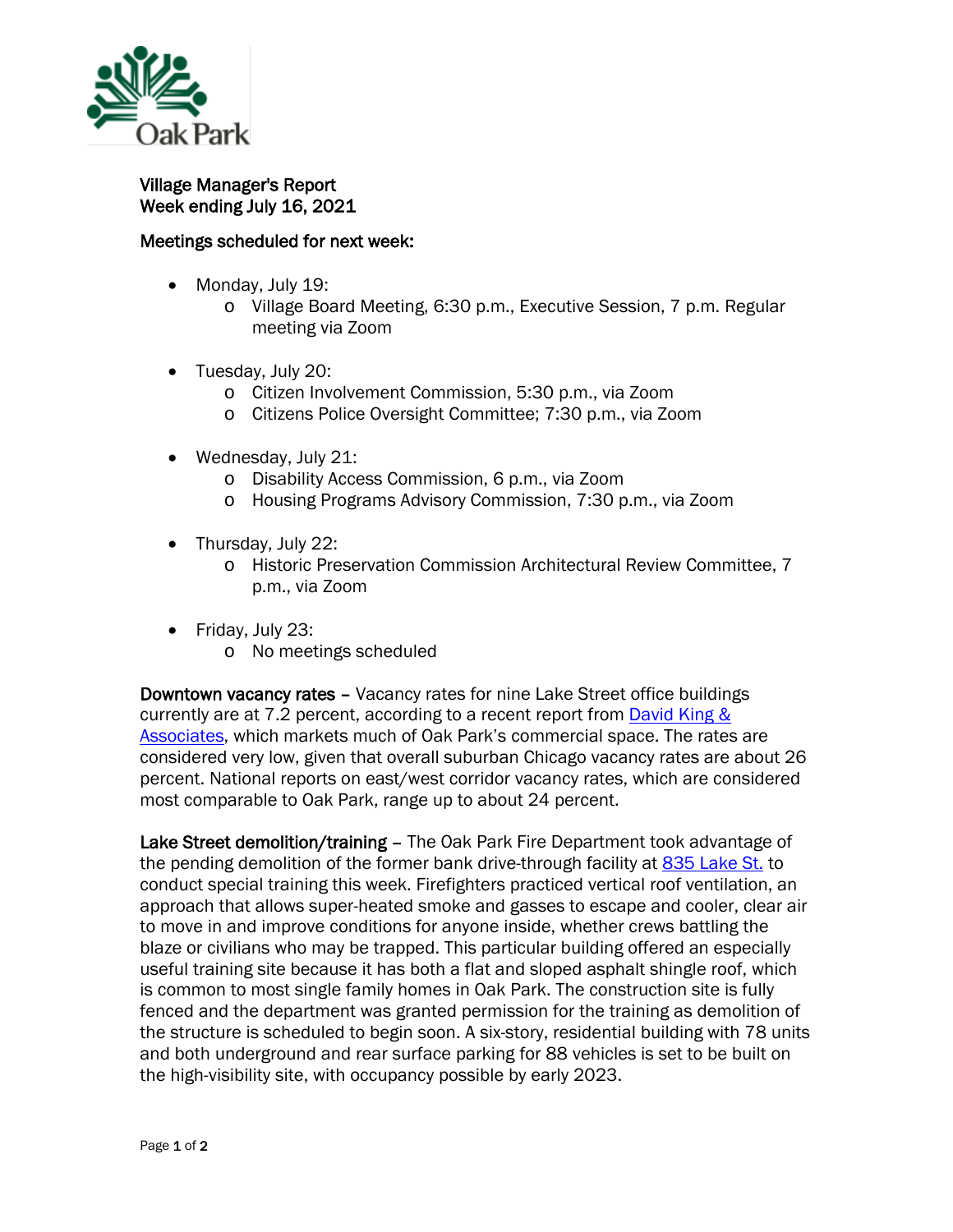Oak Park

## Village Manager's Report
## Week ending July 16, 2021

### Meetings scheduled for next week:

- Monday, July 19:
  - Village Board Meeting, 6:30 p.m., Executive Session, 7 p.m. Regular meeting via Zoom
- Tuesday, July 20:
  - Citizen Involvement Commission, 5:30 p.m., via Zoom
  - Citizens Police Oversight Committee; 7:30 p.m., via Zoom
- Wednesday, July 21:
  - Disability Access Commission, 6 p.m., via Zoom
  - Housing Programs Advisory Commission, 7:30 p.m., via Zoom
- Thursday, July 22:
  - Historic Preservation Commission Architectural Review Committee, 7 p.m., via Zoom
- Friday, July 23:
  - No meetings scheduled

**Downtown vacancy rates** – Vacancy rates for nine Lake Street office buildings currently are at 7.2 percent, according to a recent report from [David King & Associates], which markets much of Oak Park's commercial space. The rates are considered very low, given that overall suburban Chicago vacancy rates are about 26 percent. National reports on east/west corridor vacancy rates, which are considered most comparable to Oak Park, range up to about 24 percent.

**Lake Street demolition/training** – The Oak Park Fire Department took advantage of the pending demolition of the former bank drive-through facility at [835 Lake St.] to conduct special training this week. Firefighters practiced vertical roof ventilation, an approach that allows super-heated smoke and gasses to escape and cooler, clear air to move in and improve conditions for anyone inside, whether crews battling the blaze or civilians who may be trapped. This particular building offered an especially useful training site because it has both a flat and sloped asphalt shingle roof, which is common to most single family homes in Oak Park. The construction site is fully fenced and the department was granted permission for the training as demolition of the structure is scheduled to begin soon. A six-story, residential building with 78 units and both underground and rear surface parking for 88 vehicles is set to be built on the high-visibility site, with occupancy possible by early 2023.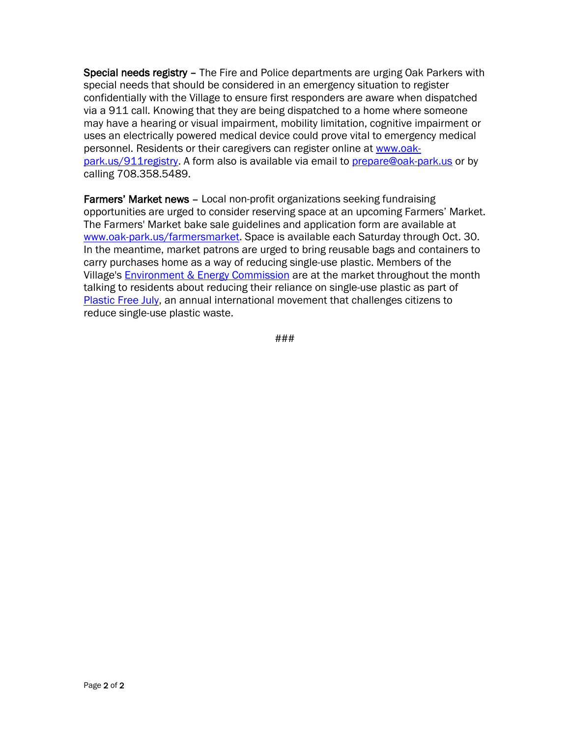**Special needs registry** – The Fire and Police departments are urging Oak Parkers with special needs that should be considered in an emergency situation to register confidentially with the Village to ensure first responders are aware when dispatched via a 911 call. Knowing that they are being dispatched to a home where someone may have a hearing or visual impairment, mobility limitation, cognitive impairment or uses an electrically powered medical device could prove vital to emergency medical personnel. Residents or their caregivers can register online at [www.oak-park.us/911registry](www.oak-park.us/911registry). A form also is available via email to [prepare@oak-park.us](mailto:prepare@oak-park.us) or by calling 708.358.5489.

**Farmers' Market news** – Local non-profit organizations seeking fundraising opportunities are urged to consider reserving space at an upcoming Farmers' Market. The Farmers' Market bake sale guidelines and application form are available at [www.oak-park.us/farmersmarket](www.oak-park.us/farmersmarket). Space is available each Saturday through Oct. 30. In the meantime, market patrons are urged to bring reusable bags and containers to carry purchases home as a way of reducing single-use plastic. Members of the Village's Environment & Energy Commission are at the market throughout the month talking to residents about reducing their reliance on single-use plastic as part of Plastic Free July, an annual international movement that challenges citizens to reduce single-use plastic waste.

###